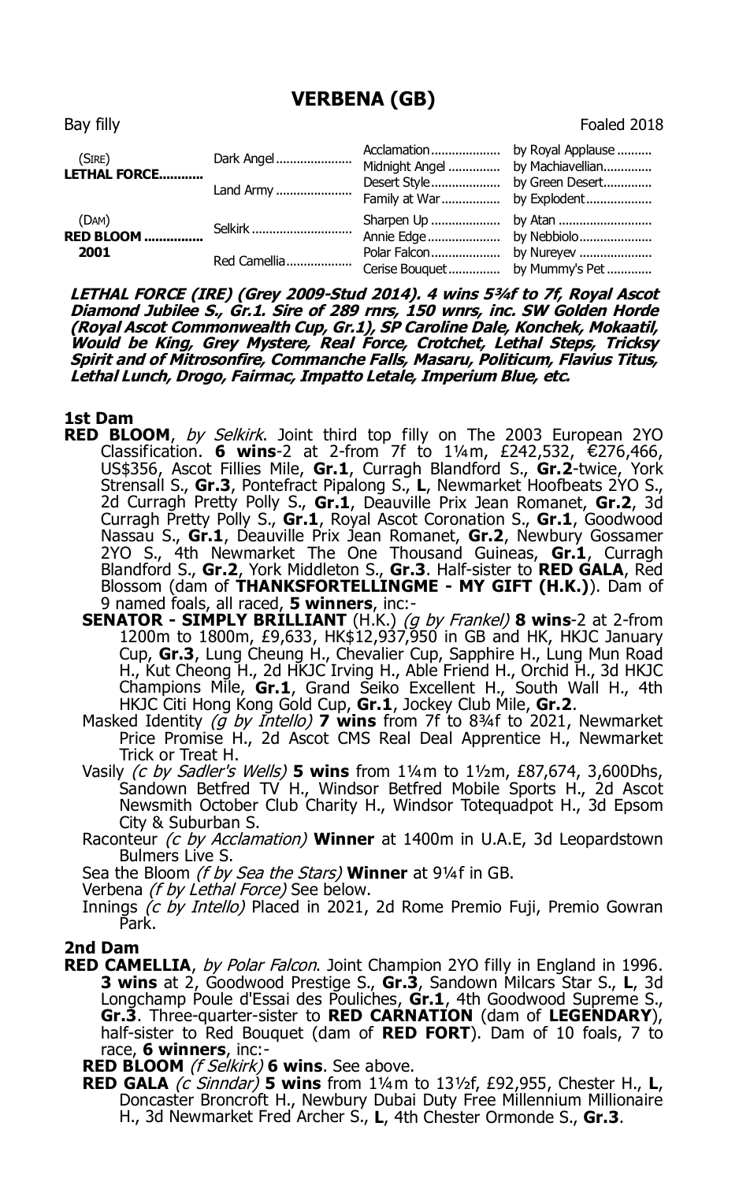# VERBENA (GB)

Bay filly | Foaled 2018

| | | | |
|---|---|---|---|
| (SIRE) | Dark Angel | Acclamation | by Royal Applause |
| **LETHAL FORCE** | | Midnight Angel | by Machiavellian |
| | Land Army | Desert Style | by Green Desert |
| | | Family at War | by Explodent |
| (DAM) | Selkirk | Sharpen Up | by Atan |
| **RED BLOOM** | | Annie Edge | by Nebbiolo |
| **2001** | Red Camellia | Polar Falcon | by Nureyev |
| | | Cerise Bouquet | by Mummy's Pet |

***LETHAL FORCE (IRE) (Grey 2009-Stud 2014). 4 wins 5¾f to 7f, Royal Ascot Diamond Jubilee S., Gr.1. Sire of 289 rnrs, 150 wnrs, inc. SW Golden Horde (Royal Ascot Commonwealth Cup, Gr.1), SP Caroline Dale, Konchek, Mokaatil, Would be King, Grey Mystere, Real Force, Crotchet, Lethal Steps, Tricksy Spirit and of Mitrosonfire, Commanche Falls, Masaru, Politicum, Flavius Titus, Lethal Lunch, Drogo, Fairmac, Impatto Letale, Imperium Blue, etc.***

**1st Dam**

**RED BLOOM**, *by Selkirk*. Joint third top filly on The 2003 European 2YO Classification. **6 wins**-2 at 2-from 7f to 1¼m, £242,532, €276,466, US$356, Ascot Fillies Mile, **Gr.1**, Curragh Blandford S., **Gr.2**-twice, York Strensall S., **Gr.3**, Pontefract Pipalong S., **L**, Newmarket Hoofbeats 2YO S., 2d Curragh Pretty Polly S., **Gr.1**, Deauville Prix Jean Romanet, **Gr.2**, 3d Curragh Pretty Polly S., **Gr.1**, Royal Ascot Coronation S., **Gr.1**, Goodwood Nassau S., **Gr.1**, Deauville Prix Jean Romanet, **Gr.2**, Newbury Gossamer 2YO S., 4th Newmarket The One Thousand Guineas, **Gr.1**, Curragh Blandford S., **Gr.2**, York Middleton S., **Gr.3**. Half-sister to **RED GALA**, Red Blossom (dam of **THANKSFORTELLINGME - MY GIFT (H.K.)**). Dam of 9 named foals, all raced, **5 winners**, inc:-

- **SENATOR - SIMPLY BRILLIANT** (H.K.) *(g by Frankel)* **8 wins**-2 at 2-from 1200m to 1800m, £9,633, HK$12,937,950 in GB and HK, HKJC January Cup, **Gr.3**, Lung Cheung H., Chevalier Cup, Sapphire H., Lung Mun Road H., Kut Cheong H., 2d HKJC Irving H., Able Friend H., Orchid H., 3d HKJC Champions Mile, **Gr.1**, Grand Seiko Excellent H., South Wall H., 4th HKJC Citi Hong Kong Gold Cup, **Gr.1**, Jockey Club Mile, **Gr.2**.
- Masked Identity *(g by Intello)* **7 wins** from 7f to 8¾f to 2021, Newmarket Price Promise H., 2d Ascot CMS Real Deal Apprentice H., Newmarket Trick or Treat H.
- Vasily *(c by Sadler's Wells)* **5 wins** from 1¼m to 1½m, £87,674, 3,600Dhs, Sandown Betfred TV H., Windsor Betfred Mobile Sports H., 2d Ascot Newsmith October Club Charity H., Windsor Totequadpot H., 3d Epsom City & Suburban S.
- Raconteur *(c by Acclamation)* **Winner** at 1400m in U.A.E, 3d Leopardstown Bulmers Live S.
- Sea the Bloom *(f by Sea the Stars)* **Winner** at 9¼f in GB.
- Verbena *(f by Lethal Force)* See below.
- Innings *(c by Intello)* Placed in 2021, 2d Rome Premio Fuji, Premio Gowran Park.

**2nd Dam**

**RED CAMELLIA**, *by Polar Falcon*. Joint Champion 2YO filly in England in 1996. **3 wins** at 2, Goodwood Prestige S., **Gr.3**, Sandown Milcars Star S., **L**, 3d Longchamp Poule d'Essai des Pouliches, **Gr.1**, 4th Goodwood Supreme S., **Gr.3**. Three-quarter-sister to **RED CARNATION** (dam of **LEGENDARY**), half-sister to Red Bouquet (dam of **RED FORT**). Dam of 10 foals, 7 to race, **6 winners**, inc:-

- **RED BLOOM** *(f Selkirk)* **6 wins**. See above.
- **RED GALA** *(c Sinndar)* **5 wins** from 1¼m to 13½f, £92,955, Chester H., **L**, Doncaster Broncroft H., Newbury Dubai Duty Free Millennium Millionaire H., 3d Newmarket Fred Archer S., **L**, 4th Chester Ormonde S., **Gr.3**.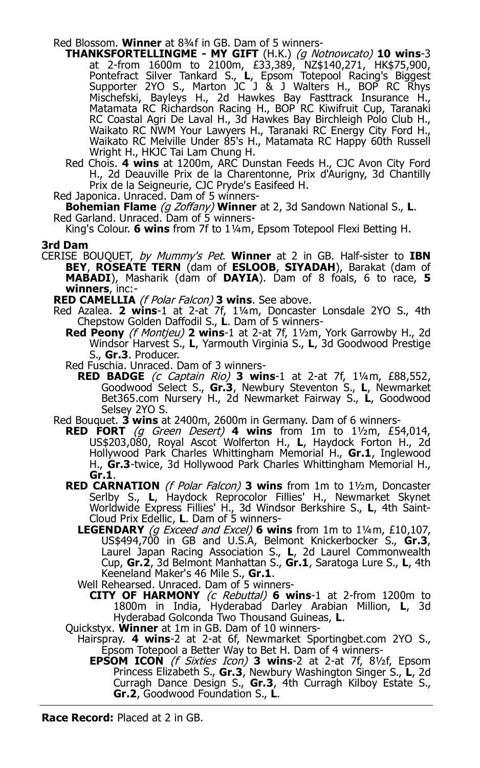Red Blossom. **Winner** at 8¾f in GB. Dam of 5 winners-

**THANKSFORTELLINGME - MY GIFT** (H.K.) *(g Notnowcato)* **10 wins**-3 at 2-from 1600m to 2100m, £33,389, NZ$140,271, HK$75,900, Pontefract Silver Tankard S., **L**, Epsom Totepool Racing's Biggest Supporter 2YO S., Marton JC J & J Walters H., BOP RC Rhys Mischefski, Bayleys H., 2d Hawkes Bay Fasttrack Insurance H., Matamata RC Richardson Racing H., BOP RC Kiwifruit Cup, Taranaki RC Coastal Agri De Laval H., 3d Hawkes Bay Birchleigh Polo Club H., Waikato RC NWM Your Lawyers H., Taranaki RC Energy City Ford H., Waikato RC Melville Under 85's H., Matamata RC Happy 60th Russell Wright H., HKJC Tai Lam Chung H.

Red Chois. **4 wins** at 1200m, ARC Dunstan Feeds H., CJC Avon City Ford H., 2d Deauville Prix de la Charentonne, Prix d'Aurigny, 3d Chantilly Prix de la Seigneurie, CJC Pryde's Easifeed H.

Red Japonica. Unraced. Dam of 5 winners-

**Bohemian Flame** *(g Zoffany)* **Winner** at 2, 3d Sandown National S., **L**.

Red Garland. Unraced. Dam of 5 winners-

King's Colour. **6 wins** from 7f to 1¼m, Epsom Totepool Flexi Betting H.

### 3rd Dam

CERISE BOUQUET, *by Mummy's Pet*. **Winner** at 2 in GB. Half-sister to **IBN BEY**, **ROSEATE TERN** (dam of **ESLOOB**, **SIYADAH**), Barakat (dam of **MABADI**), Masharik (dam of **DAYIA**). Dam of 8 foals, 6 to race, **5 winners**, inc:-

**RED CAMELLIA** *(f Polar Falcon)* **3 wins**. See above.

Red Azalea. **2 wins**-1 at 2-at 7f, 1¼m, Doncaster Lonsdale 2YO S., 4th Chepstow Golden Daffodil S., **L**. Dam of 5 winners-

**Red Peony** *(f Montjeu)* **2 wins**-1 at 2-at 7f, 1½m, York Garrowby H., 2d Windsor Harvest S., **L**, Yarmouth Virginia S., **L**, 3d Goodwood Prestige S., **Gr.3**. Producer.

Red Fuschia. Unraced. Dam of 3 winners-

**RED BADGE** *(c Captain Rio)* **3 wins**-1 at 2-at 7f, 1¼m, £88,552, Goodwood Select S., **Gr.3**, Newbury Steventon S., **L**, Newmarket Bet365.com Nursery H., 2d Newmarket Fairway S., **L**, Goodwood Selsey 2YO S.

Red Bouquet. **3 wins** at 2400m, 2600m in Germany. Dam of 6 winners-

**RED FORT** *(g Green Desert)* **4 wins** from 1m to 1½m, £54,014, US$203,080, Royal Ascot Wolferton H., **L**, Haydock Forton H., 2d Hollywood Park Charles Whittingham Memorial H., **Gr.1**, Inglewood H., **Gr.3**-twice, 3d Hollywood Park Charles Whittingham Memorial H., **Gr.1**.

**RED CARNATION** *(f Polar Falcon)* **3 wins** from 1m to 1½m, Doncaster Serlby S., **L**, Haydock Reprocolor Fillies' H., Newmarket Skynet Worldwide Express Fillies' H., 3d Windsor Berkshire S., **L**, 4th Saint-Cloud Prix Edellic, **L**. Dam of 5 winners-

**LEGENDARY** *(g Exceed and Excel)* **6 wins** from 1m to 1¼m, £10,107, US$494,700 in GB and U.S.A, Belmont Knickerbocker S., **Gr.3**, Laurel Japan Racing Association S., **L**, 2d Laurel Commonwealth Cup, **Gr.2**, 3d Belmont Manhattan S., **Gr.1**, Saratoga Lure S., **L**, 4th Keeneland Maker's 46 Mile S., **Gr.1**.

Well Rehearsed. Unraced. Dam of 5 winners-

**CITY OF HARMONY** *(c Rebuttal)* **6 wins**-1 at 2-from 1200m to 1800m in India, Hyderabad Darley Arabian Million, **L**, 3d Hyderabad Golconda Two Thousand Guineas, **L**.

Quickstyx. **Winner** at 1m in GB. Dam of 10 winners-

Hairspray. **4 wins**-2 at 2-at 6f, Newmarket Sportingbet.com 2YO S., Epsom Totepool a Better Way to Bet H. Dam of 4 winners-

**EPSOM ICON** *(f Sixties Icon)* **3 wins**-2 at 2-at 7f, 8½f, Epsom Princess Elizabeth S., **Gr.3**, Newbury Washington Singer S., **L**, 2d Curragh Dance Design S., **Gr.3**, 4th Curragh Kilboy Estate S., **Gr.2**, Goodwood Foundation S., **L**.

---

**Race Record:** Placed at 2 in GB.